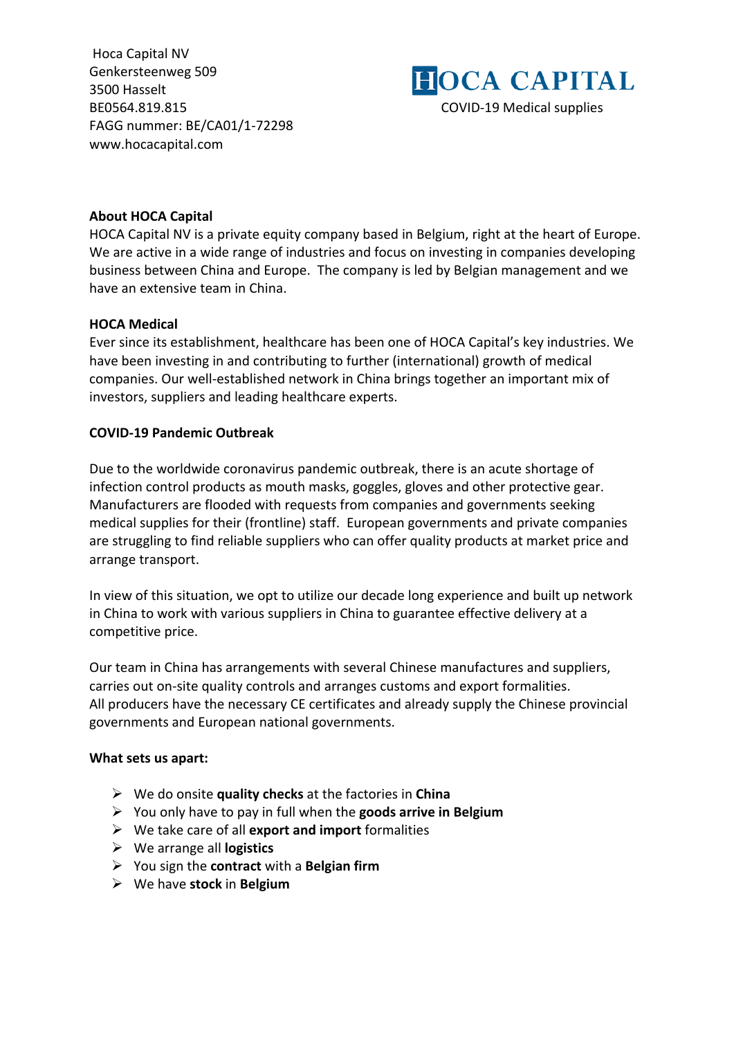Hoca Capital NV
Genkersteenweg 509
3500 Hasselt
BE0564.819.815
FAGG nummer: BE/CA01/1-72298
www.hocacapital.com

HOCA CAPITAL
COVID-19 Medical supplies

**About HOCA Capital**
HOCA Capital NV is a private equity company based in Belgium, right at the heart of Europe. We are active in a wide range of industries and focus on investing in companies developing business between China and Europe. The company is led by Belgian management and we have an extensive team in China.

**HOCA Medical**
Ever since its establishment, healthcare has been one of HOCA Capital's key industries. We have been investing in and contributing to further (international) growth of medical companies. Our well-established network in China brings together an important mix of investors, suppliers and leading healthcare experts.

**COVID-19 Pandemic Outbreak**

Due to the worldwide coronavirus pandemic outbreak, there is an acute shortage of infection control products as mouth masks, goggles, gloves and other protective gear. Manufacturers are flooded with requests from companies and governments seeking medical supplies for their (frontline) staff. European governments and private companies are struggling to find reliable suppliers who can offer quality products at market price and arrange transport.

In view of this situation, we opt to utilize our decade long experience and built up network in China to work with various suppliers in China to guarantee effective delivery at a competitive price.

Our team in China has arrangements with several Chinese manufactures and suppliers, carries out on-site quality controls and arranges customs and export formalities.
All producers have the necessary CE certificates and already supply the Chinese provincial governments and European national governments.

**What sets us apart:**

- We do onsite **quality checks** at the factories in **China**
- You only have to pay in full when the **goods arrive in Belgium**
- We take care of all **export and import** formalities
- We arrange all **logistics**
- You sign the **contract** with a **Belgian firm**
- We have **stock** in **Belgium**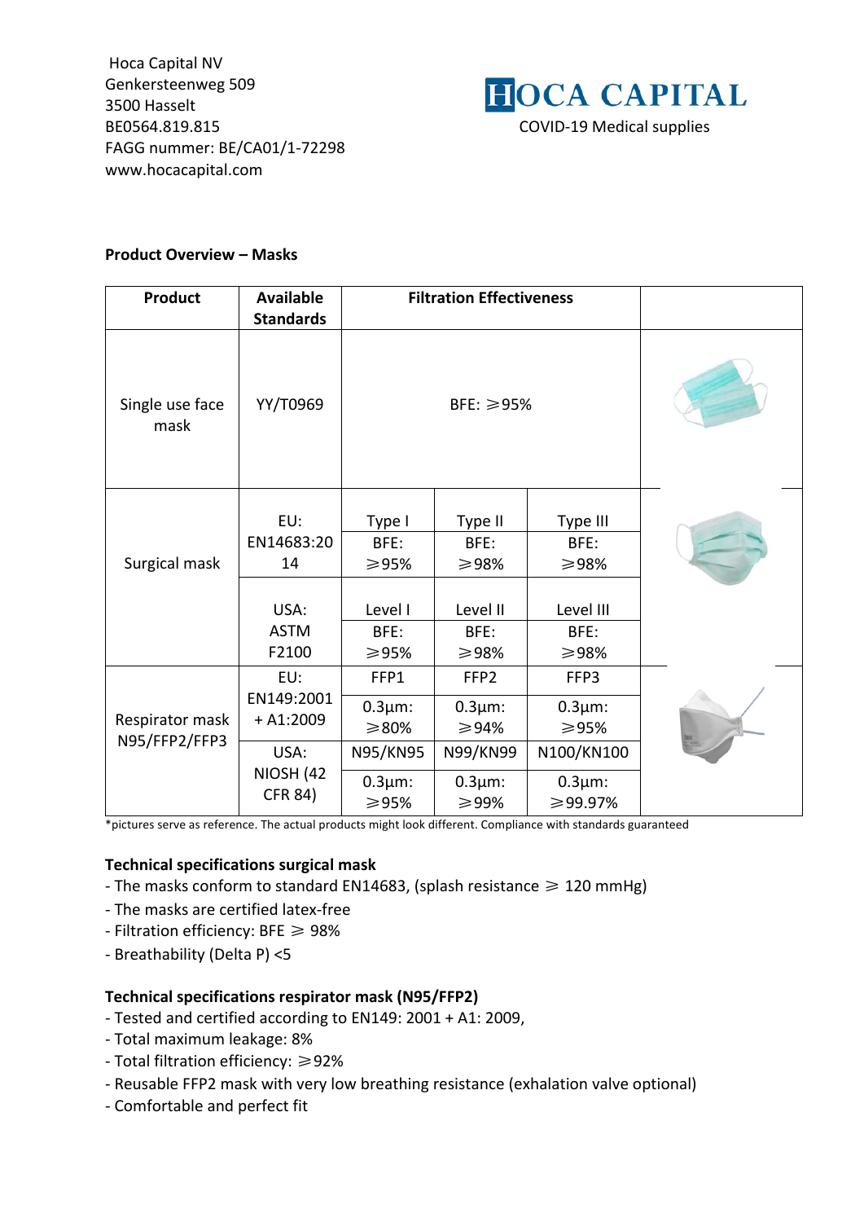Hoca Capital NV
Genkersteenweg 509
3500 Hasselt
BE0564.819.815
FAGG nummer: BE/CA01/1-72298
www.hocacapital.com

HOCA CAPITAL
COVID-19 Medical supplies

**Product Overview – Masks**

| Product | Available Standards | Filtration Effectiveness | | | |
|---|---|---|---|---|---|
| Single use face mask | YY/T0969 | BFE: ⩾95% | | | |
| Surgical mask | EU: EN14683:2014 | Type I<br>BFE: ⩾95% | Type II<br>BFE: ⩾98% | Type III<br>BFE: ⩾98% | |
| | USA: ASTM F2100 | Level I<br>BFE: ⩾95% | Level II<br>BFE: ⩾98% | Level III<br>BFE: ⩾98% | |
| Respirator mask N95/FFP2/FFP3 | EU: EN149:2001 + A1:2009 | FFP1<br>0.3µm: ⩾80% | FFP2<br>0.3µm: ⩾94% | FFP3<br>0.3µm: ⩾95% | |
| | USA: NIOSH (42 CFR 84) | N95/KN95<br>0.3µm: ⩾95% | N99/KN99<br>0.3µm: ⩾99% | N100/KN100<br>0.3µm: ⩾99.97% | |

*pictures serve as reference. The actual products might look different. Compliance with standards guaranteed

**Technical specifications surgical mask**

- The masks conform to standard EN14683, (splash resistance ⩾ 120 mmHg)
- The masks are certified latex-free
- Filtration efficiency: BFE ⩾ 98%
- Breathability (Delta P) <5

**Technical specifications respirator mask (N95/FFP2)**

- Tested and certified according to EN149: 2001 + A1: 2009,
- Total maximum leakage: 8%
- Total filtration efficiency: ⩾92%
- Reusable FFP2 mask with very low breathing resistance (exhalation valve optional)
- Comfortable and perfect fit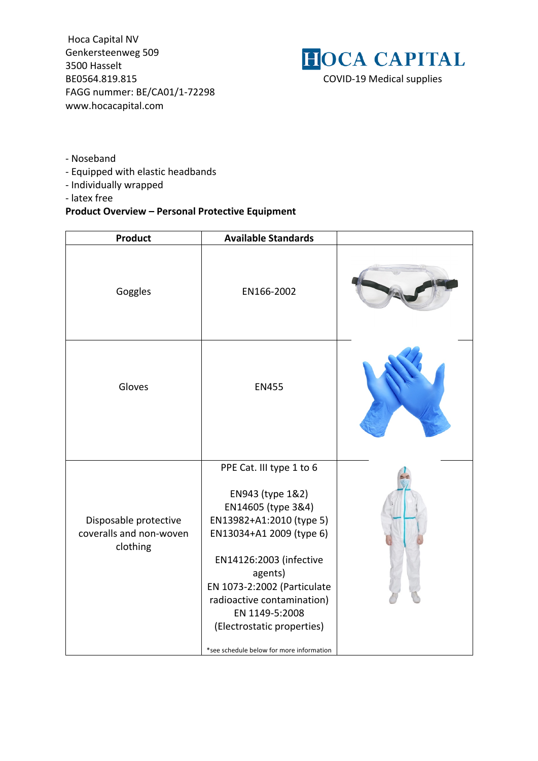Hoca Capital NV
Genkersteenweg 509
3500 Hasselt
BE0564.819.815
FAGG nummer: BE/CA01/1-72298
www.hocacapital.com

HOCA CAPITAL
COVID-19 Medical supplies

- Noseband
- Equipped with elastic headbands
- Individually wrapped
- latex free

**Product Overview – Personal Protective Equipment**

| Product | Available Standards | |
|---|---|---|
| Goggles | EN166-2002 | |
| Gloves | EN455 | |
| Disposable protective coveralls and non-woven clothing | PPE Cat. III type 1 to 6<br><br>EN943 (type 1&2)<br>EN14605 (type 3&4)<br>EN13982+A1:2010 (type 5)<br>EN13034+A1 2009 (type 6)<br><br>EN14126:2003 (infective agents)<br>EN 1073-2:2002 (Particulate radioactive contamination)<br>EN 1149-5:2008 (Electrostatic properties)<br><br>*see schedule below for more information | |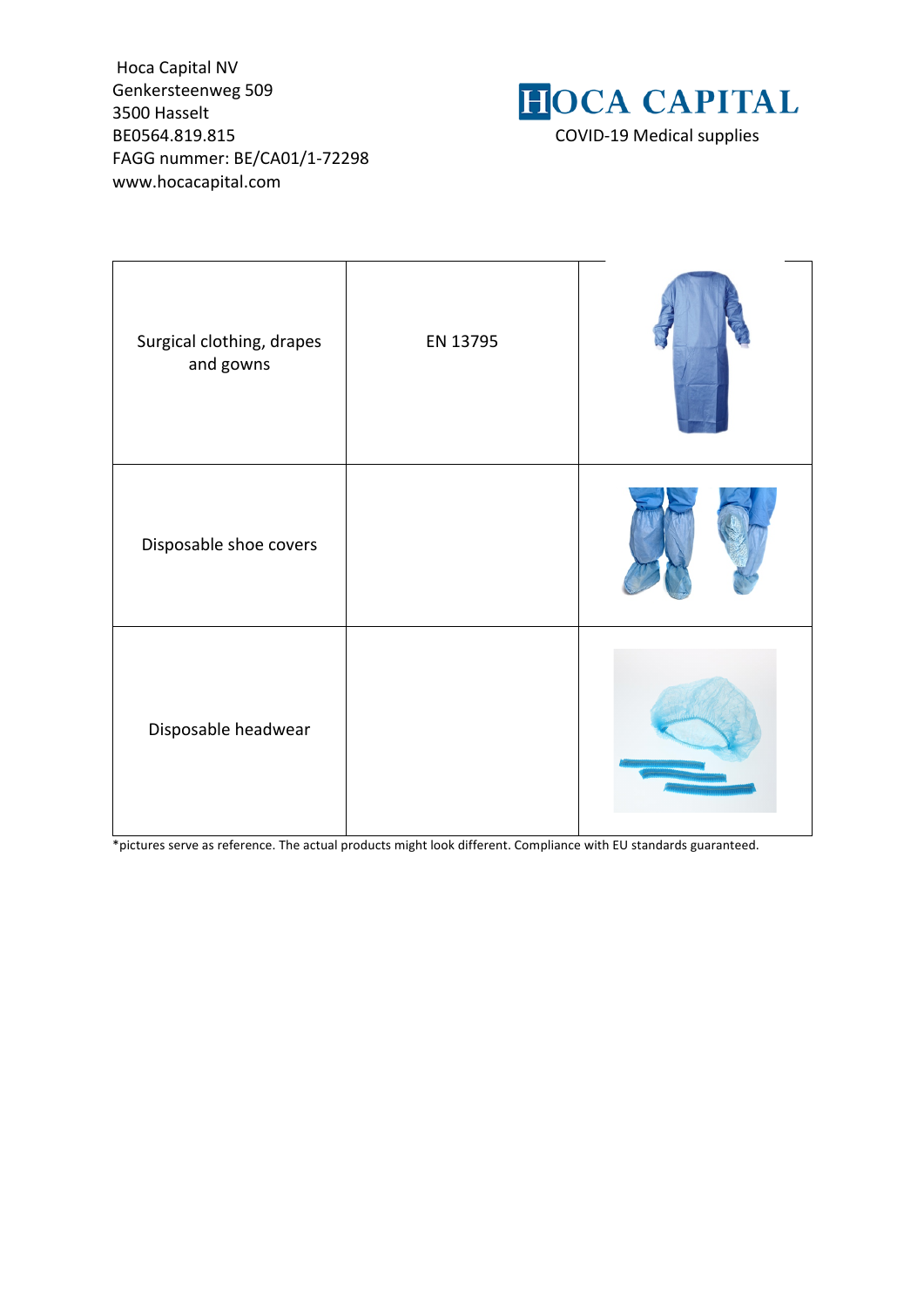Hoca Capital NV
Genkersteenweg 509
3500 Hasselt
BE0564.819.815
FAGG nummer: BE/CA01/1-72298
www.hocacapital.com

**HOCA CAPITAL**
COVID-19 Medical supplies

| | | |
|---|---|---|
| Surgical clothing, drapes and gowns | EN 13795 | |
| Disposable shoe covers | | |
| Disposable headwear | | |

*pictures serve as reference. The actual products might look different. Compliance with EU standards guaranteed.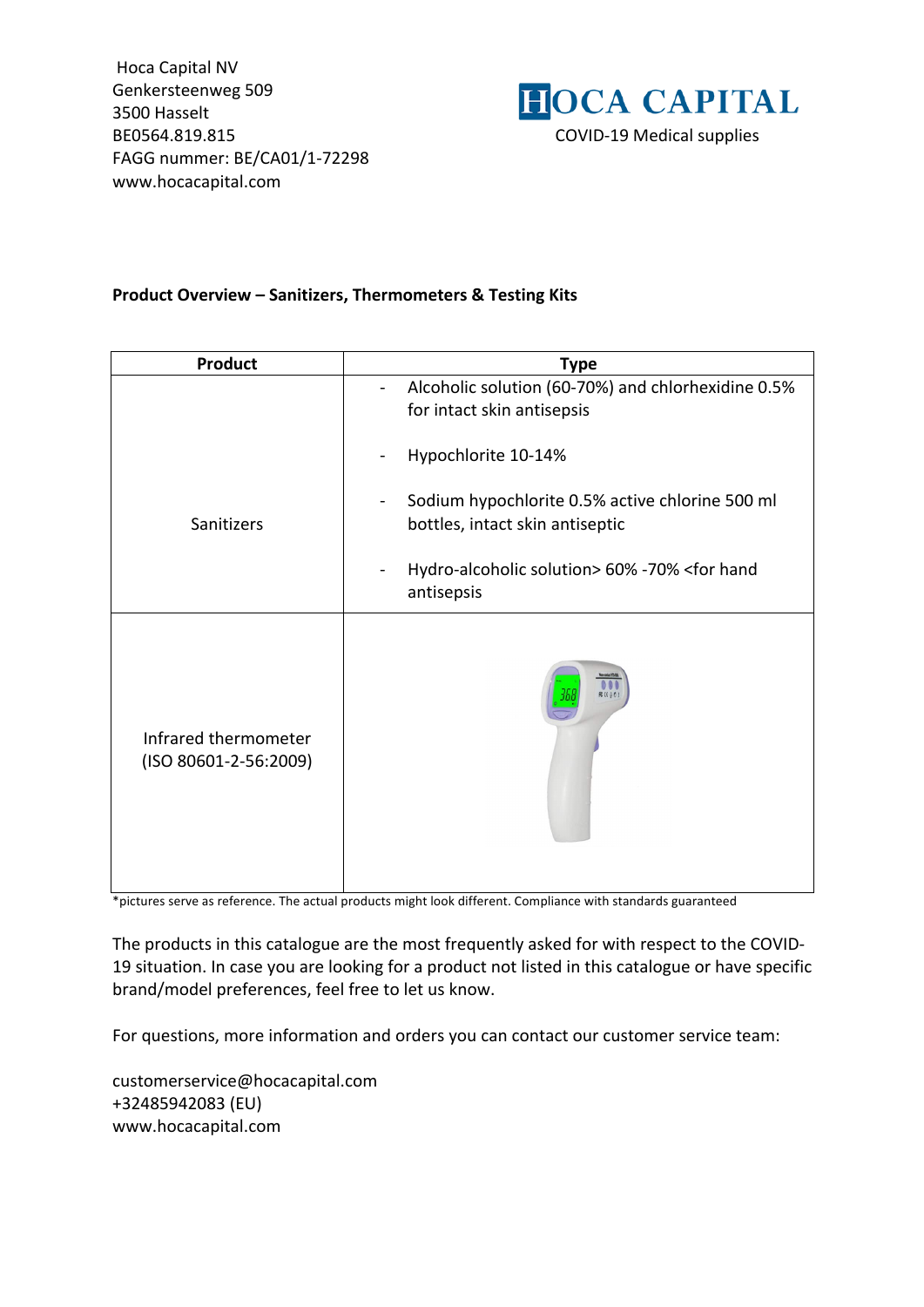Hoca Capital NV
Genkersteenweg 509
3500 Hasselt
BE0564.819.815
FAGG nummer: BE/CA01/1-72298
www.hocacapital.com

HOCA CAPITAL
COVID-19 Medical supplies

**Product Overview – Sanitizers, Thermometers & Testing Kits**

| Product | Type |
|---|---|
| Sanitizers | - Alcoholic solution (60-70%) and chlorhexidine 0.5% for intact skin antisepsis<br>- Hypochlorite 10-14%<br>- Sodium hypochlorite 0.5% active chlorine 500 ml bottles, intact skin antiseptic<br>- Hydro-alcoholic solution> 60% -70% <for hand antisepsis |
| Infrared thermometer (ISO 80601-2-56:2009) | |

*pictures serve as reference. The actual products might look different. Compliance with standards guaranteed

The products in this catalogue are the most frequently asked for with respect to the COVID-19 situation. In case you are looking for a product not listed in this catalogue or have specific brand/model preferences, feel free to let us know.

For questions, more information and orders you can contact our customer service team:

customerservice@hocacapital.com
+32485942083 (EU)
www.hocacapital.com